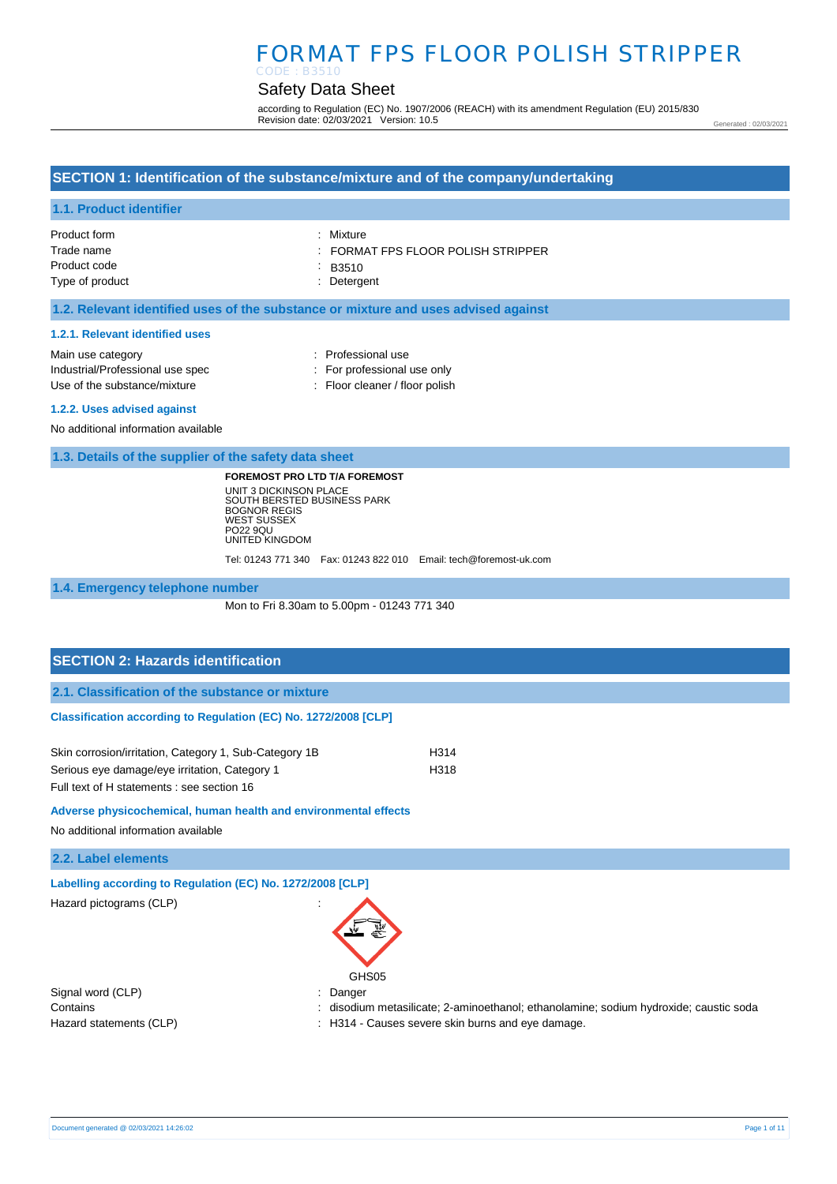# FORMAT FPS FLOOR POLISH STRIPPER

CODE : B3510

## Safety Data Sheet

according to Regulation (EC) No. 1907/2006 (REACH) with its amendment Regulation (EU) 2015/830
Revision date: 02/03/2021 Version: 10.5

Generated : 02/03/2021

## SECTION 1: Identification of the substance/mixture and of the company/undertaking

### 1.1. Product identifier

| | |
|---|---|
| Product form | : Mixture |
| Trade name | : FORMAT FPS FLOOR POLISH STRIPPER |
| Product code | : B3510 |
| Type of product | : Detergent |

### 1.2. Relevant identified uses of the substance or mixture and uses advised against

#### 1.2.1. Relevant identified uses

| | |
|---|---|
| Main use category | : Professional use |
| Industrial/Professional use spec | : For professional use only |
| Use of the substance/mixture | : Floor cleaner / floor polish |

#### 1.2.2. Uses advised against

No additional information available

### 1.3. Details of the supplier of the safety data sheet

**FOREMOST PRO LTD T/A FOREMOST**
UNIT 3 DICKINSON PLACE
SOUTH BERSTED BUSINESS PARK
BOGNOR REGIS
WEST SUSSEX
PO22 9QU
UNITED KINGDOM

Tel: 01243 771 340 Fax: 01243 822 010 Email: tech@foremost-uk.com

### 1.4. Emergency telephone number

Mon to Fri 8.30am to 5.00pm - 01243 771 340

## SECTION 2: Hazards identification

### 2.1. Classification of the substance or mixture

#### Classification according to Regulation (EC) No. 1272/2008 [CLP]

| | |
|---|---|
| Skin corrosion/irritation, Category 1, Sub-Category 1B | H314 |
| Serious eye damage/eye irritation, Category 1 | H318 |

Full text of H statements : see section 16

#### Adverse physicochemical, human health and environmental effects

No additional information available

### 2.2. Label elements

#### Labelling according to Regulation (EC) No. 1272/2008 [CLP]

Hazard pictograms (CLP) :

GHS05

| | |
|---|---|
| Signal word (CLP) | : Danger |
| Contains | : disodium metasilicate; 2-aminoethanol; ethanolamine; sodium hydroxide; caustic soda |
| Hazard statements (CLP) | : H314 - Causes severe skin burns and eye damage. |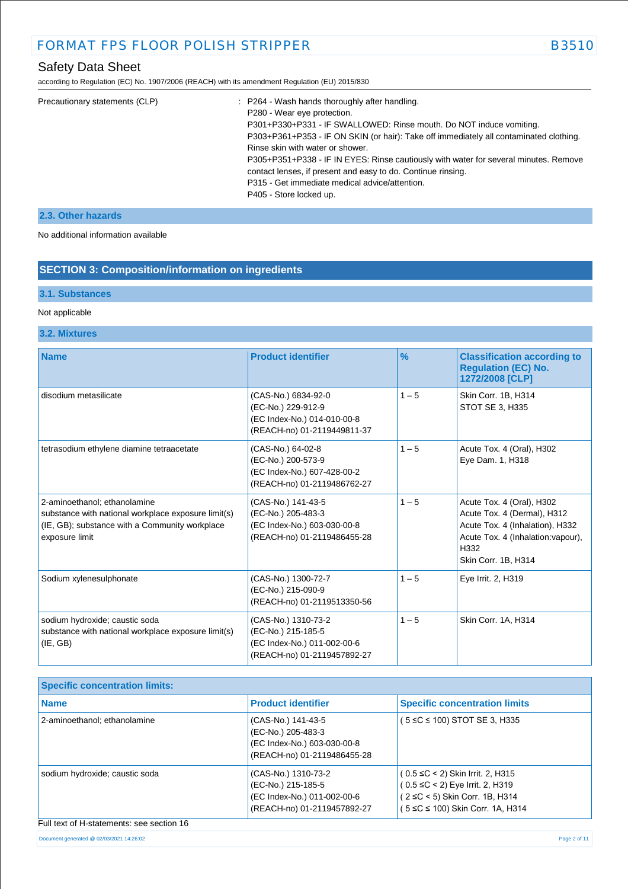Precautionary statements (CLP) : P264 - Wash hands thoroughly after handling.
P280 - Wear eye protection.
P301+P330+P331 - IF SWALLOWED: Rinse mouth. Do NOT induce vomiting.
P303+P361+P353 - IF ON SKIN (or hair): Take off immediately all contaminated clothing. Rinse skin with water or shower.
P305+P351+P338 - IF IN EYES: Rinse cautiously with water for several minutes. Remove contact lenses, if present and easy to do. Continue rinsing.
P315 - Get immediate medical advice/attention.
P405 - Store locked up.

### 2.3. Other hazards

No additional information available

## SECTION 3: Composition/information on ingredients

### 3.1. Substances

Not applicable

### 3.2. Mixtures

| Name | Product identifier | % | Classification according to Regulation (EC) No. 1272/2008 [CLP] |
|---|---|---|---|
| disodium metasilicate | (CAS-No.) 6834-92-0<br>(EC-No.) 229-912-9<br>(EC Index-No.) 014-010-00-8<br>(REACH-no) 01-2119449811-37 | 1 – 5 | Skin Corr. 1B, H314<br>STOT SE 3, H335 |
| tetrasodium ethylene diamine tetraacetate | (CAS-No.) 64-02-8<br>(EC-No.) 200-573-9<br>(EC Index-No.) 607-428-00-2<br>(REACH-no) 01-2119486762-27 | 1 – 5 | Acute Tox. 4 (Oral), H302<br>Eye Dam. 1, H318 |
| 2-aminoethanol; ethanolamine<br>substance with national workplace exposure limit(s) (IE, GB); substance with a Community workplace exposure limit | (CAS-No.) 141-43-5<br>(EC-No.) 205-483-3<br>(EC Index-No.) 603-030-00-8<br>(REACH-no) 01-2119486455-28 | 1 – 5 | Acute Tox. 4 (Oral), H302<br>Acute Tox. 4 (Dermal), H312<br>Acute Tox. 4 (Inhalation), H332<br>Acute Tox. 4 (Inhalation:vapour), H332<br>Skin Corr. 1B, H314 |
| Sodium xylenesulphonate | (CAS-No.) 1300-72-7<br>(EC-No.) 215-090-9<br>(REACH-no) 01-2119513350-56 | 1 – 5 | Eye Irrit. 2, H319 |
| sodium hydroxide; caustic soda<br>substance with national workplace exposure limit(s) (IE, GB) | (CAS-No.) 1310-73-2<br>(EC-No.) 215-185-5<br>(EC Index-No.) 011-002-00-6<br>(REACH-no) 01-2119457892-27 | 1 – 5 | Skin Corr. 1A, H314 |

| Specific concentration limits: | | |
|---|---|---|
| **Name** | **Product identifier** | **Specific concentration limits** |
| 2-aminoethanol; ethanolamine | (CAS-No.) 141-43-5<br>(EC-No.) 205-483-3<br>(EC Index-No.) 603-030-00-8<br>(REACH-no) 01-2119486455-28 | ( 5 ≤C ≤ 100) STOT SE 3, H335 |
| sodium hydroxide; caustic soda | (CAS-No.) 1310-73-2<br>(EC-No.) 215-185-5<br>(EC Index-No.) 011-002-00-6<br>(REACH-no) 01-2119457892-27 | ( 0.5 ≤C < 2) Skin Irrit. 2, H315<br>( 0.5 ≤C < 2) Eye Irrit. 2, H319<br>( 2 ≤C < 5) Skin Corr. 1B, H314<br>( 5 ≤C ≤ 100) Skin Corr. 1A, H314 |

Full text of H-statements: see section 16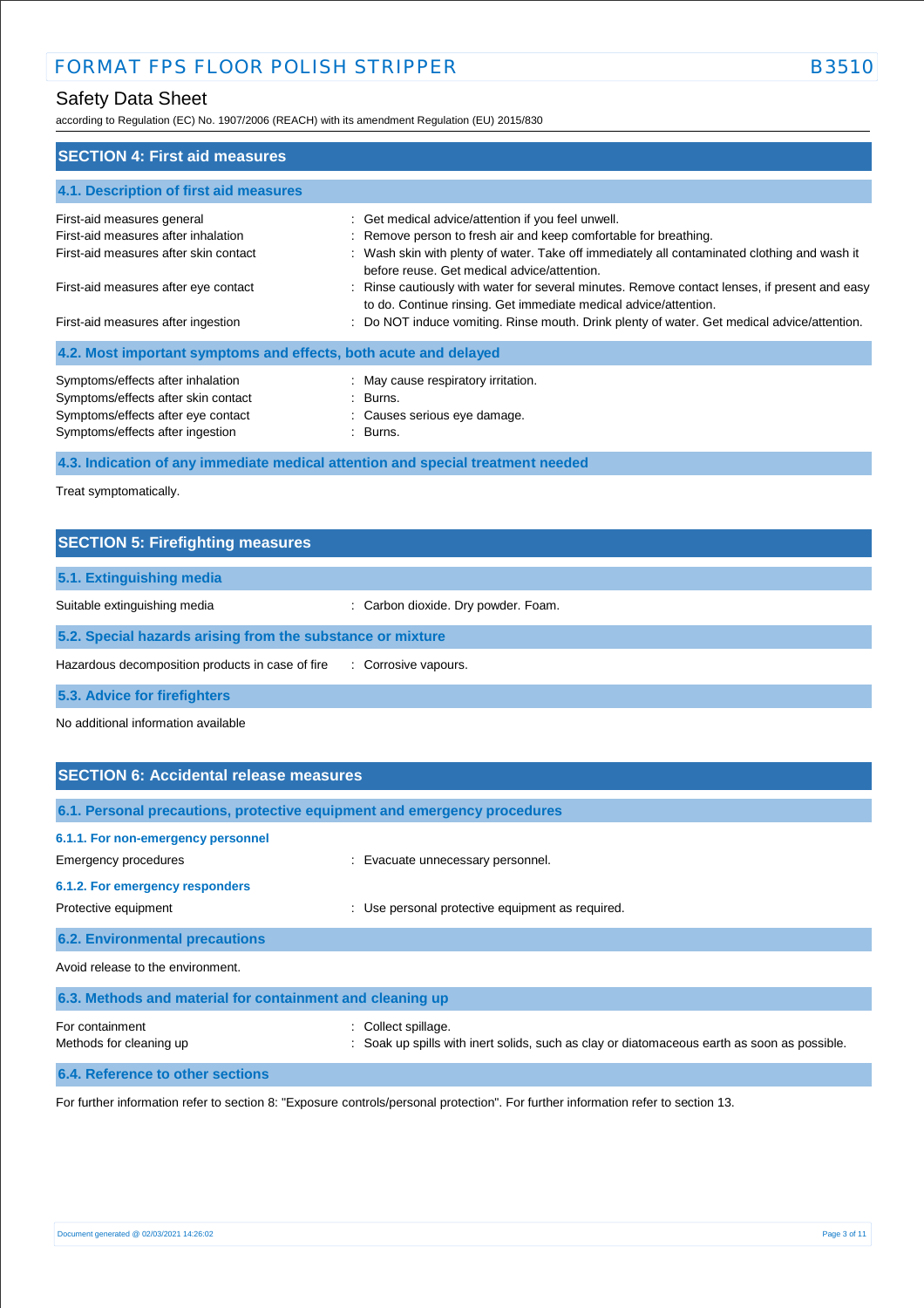## SECTION 4: First aid measures

### 4.1. Description of first aid measures

| | |
|---|---|
| First-aid measures general | : Get medical advice/attention if you feel unwell. |
| First-aid measures after inhalation | : Remove person to fresh air and keep comfortable for breathing. |
| First-aid measures after skin contact | : Wash skin with plenty of water. Take off immediately all contaminated clothing and wash it before reuse. Get medical advice/attention. |
| First-aid measures after eye contact | : Rinse cautiously with water for several minutes. Remove contact lenses, if present and easy to do. Continue rinsing. Get immediate medical advice/attention. |
| First-aid measures after ingestion | : Do NOT induce vomiting. Rinse mouth. Drink plenty of water. Get medical advice/attention. |

### 4.2. Most important symptoms and effects, both acute and delayed

| | |
|---|---|
| Symptoms/effects after inhalation | : May cause respiratory irritation. |
| Symptoms/effects after skin contact | : Burns. |
| Symptoms/effects after eye contact | : Causes serious eye damage. |
| Symptoms/effects after ingestion | : Burns. |

### 4.3. Indication of any immediate medical attention and special treatment needed

Treat symptomatically.

## SECTION 5: Firefighting measures

### 5.1. Extinguishing media

| | |
|---|---|
| Suitable extinguishing media | : Carbon dioxide. Dry powder. Foam. |

### 5.2. Special hazards arising from the substance or mixture

| | |
|---|---|
| Hazardous decomposition products in case of fire | : Corrosive vapours. |

### 5.3. Advice for firefighters

No additional information available

## SECTION 6: Accidental release measures

### 6.1. Personal precautions, protective equipment and emergency procedures

#### 6.1.1. For non-emergency personnel

| | |
|---|---|
| Emergency procedures | : Evacuate unnecessary personnel. |

#### 6.1.2. For emergency responders

| | |
|---|---|
| Protective equipment | : Use personal protective equipment as required. |

### 6.2. Environmental precautions

Avoid release to the environment.

### 6.3. Methods and material for containment and cleaning up

| | |
|---|---|
| For containment | : Collect spillage. |
| Methods for cleaning up | : Soak up spills with inert solids, such as clay or diatomaceous earth as soon as possible. |

### 6.4. Reference to other sections

For further information refer to section 8: "Exposure controls/personal protection". For further information refer to section 13.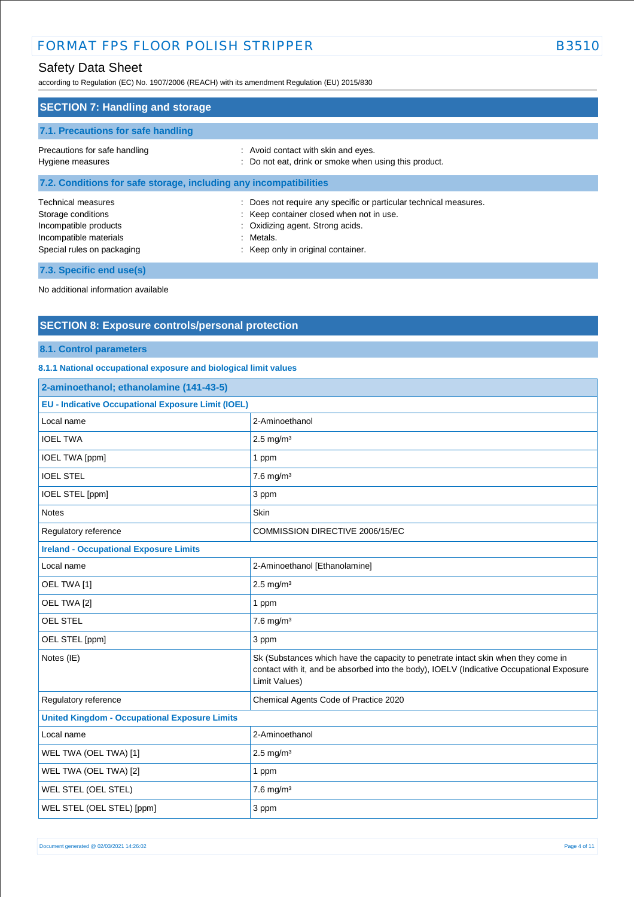## SECTION 7: Handling and storage

### 7.1. Precautions for safe handling

Precautions for safe handling : Avoid contact with skin and eyes.
Hygiene measures : Do not eat, drink or smoke when using this product.

### 7.2. Conditions for safe storage, including any incompatibilities

Technical measures : Does not require any specific or particular technical measures.
Storage conditions : Keep container closed when not in use.
Incompatible products : Oxidizing agent. Strong acids.
Incompatible materials : Metals.
Special rules on packaging : Keep only in original container.

### 7.3. Specific end use(s)

No additional information available

## SECTION 8: Exposure controls/personal protection

### 8.1. Control parameters

#### 8.1.1 National occupational exposure and biological limit values

| 2-aminoethanol; ethanolamine (141-43-5) | |
|---|---|
| **EU - Indicative Occupational Exposure Limit (IOEL)** | |
| Local name | 2-Aminoethanol |
| IOEL TWA | 2.5 mg/m³ |
| IOEL TWA [ppm] | 1 ppm |
| IOEL STEL | 7.6 mg/m³ |
| IOEL STEL [ppm] | 3 ppm |
| Notes | Skin |
| Regulatory reference | COMMISSION DIRECTIVE 2006/15/EC |
| **Ireland - Occupational Exposure Limits** | |
| Local name | 2-Aminoethanol [Ethanolamine] |
| OEL TWA [1] | 2.5 mg/m³ |
| OEL TWA [2] | 1 ppm |
| OEL STEL | 7.6 mg/m³ |
| OEL STEL [ppm] | 3 ppm |
| Notes (IE) | Sk (Substances which have the capacity to penetrate intact skin when they come in contact with it, and be absorbed into the body), IOELV (Indicative Occupational Exposure Limit Values) |
| Regulatory reference | Chemical Agents Code of Practice 2020 |
| **United Kingdom - Occupational Exposure Limits** | |
| Local name | 2-Aminoethanol |
| WEL TWA (OEL TWA) [1] | 2.5 mg/m³ |
| WEL TWA (OEL TWA) [2] | 1 ppm |
| WEL STEL (OEL STEL) | 7.6 mg/m³ |
| WEL STEL (OEL STEL) [ppm] | 3 ppm |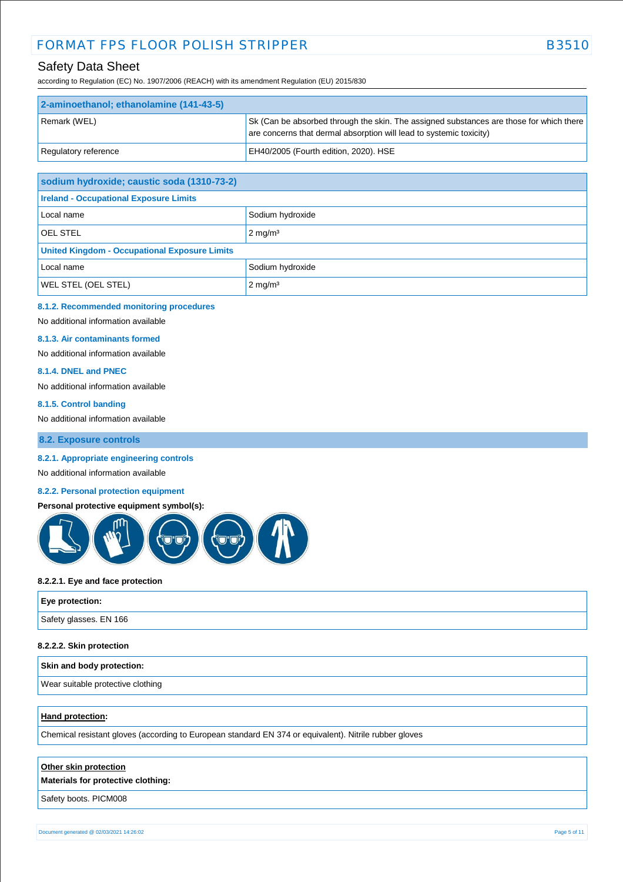| 2-aminoethanol; ethanolamine (141-43-5) | |
|---|---|
| Remark (WEL) | Sk (Can be absorbed through the skin. The assigned substances are those for which there are concerns that dermal absorption will lead to systemic toxicity) |
| Regulatory reference | EH40/2005 (Fourth edition, 2020). HSE |

| sodium hydroxide; caustic soda (1310-73-2) | |
|---|---|
| **Ireland - Occupational Exposure Limits** | |
| Local name | Sodium hydroxide |
| OEL STEL | 2 mg/m³ |
| **United Kingdom - Occupational Exposure Limits** | |
| Local name | Sodium hydroxide |
| WEL STEL (OEL STEL) | 2 mg/m³ |

#### 8.1.2. Recommended monitoring procedures

No additional information available

#### 8.1.3. Air contaminants formed

No additional information available

#### 8.1.4. DNEL and PNEC

No additional information available

#### 8.1.5. Control banding

No additional information available

## 8.2. Exposure controls

#### 8.2.1. Appropriate engineering controls

No additional information available

#### 8.2.2. Personal protection equipment

**Personal protective equipment symbol(s):**

**8.2.2.1. Eye and face protection**

| Eye protection: |
|---|
| Safety glasses. EN 166 |

**8.2.2.2. Skin protection**

| Skin and body protection: |
|---|
| Wear suitable protective clothing |

| Hand protection: |
|---|
| Chemical resistant gloves (according to European standard EN 374 or equivalent). Nitrile rubber gloves |

| Other skin protection<br>Materials for protective clothing: |
|---|
| Safety boots. PICM008 |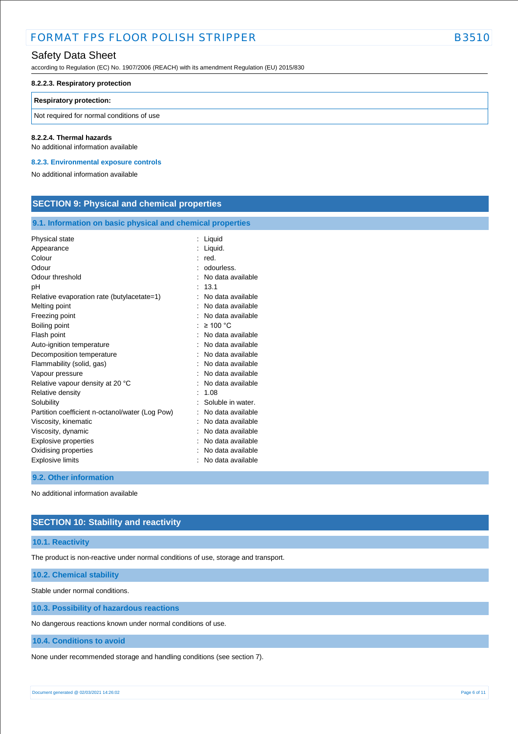#### 8.2.2.3. Respiratory protection

| Respiratory protection: |
| --- |
| Not required for normal conditions of use |

#### 8.2.2.4. Thermal hazards

No additional information available

### 8.2.3. Environmental exposure controls

No additional information available

## SECTION 9: Physical and chemical properties

### 9.1. Information on basic physical and chemical properties

| | |
| --- | --- |
| Physical state | : Liquid |
| Appearance | : Liquid. |
| Colour | : red. |
| Odour | : odourless. |
| Odour threshold | : No data available |
| pH | : 13.1 |
| Relative evaporation rate (butylacetate=1) | : No data available |
| Melting point | : No data available |
| Freezing point | : No data available |
| Boiling point | : ≥ 100 °C |
| Flash point | : No data available |
| Auto-ignition temperature | : No data available |
| Decomposition temperature | : No data available |
| Flammability (solid, gas) | : No data available |
| Vapour pressure | : No data available |
| Relative vapour density at 20 °C | : No data available |
| Relative density | : 1.08 |
| Solubility | : Soluble in water. |
| Partition coefficient n-octanol/water (Log Pow) | : No data available |
| Viscosity, kinematic | : No data available |
| Viscosity, dynamic | : No data available |
| Explosive properties | : No data available |
| Oxidising properties | : No data available |
| Explosive limits | : No data available |

### 9.2. Other information

No additional information available

## SECTION 10: Stability and reactivity

### 10.1. Reactivity

The product is non-reactive under normal conditions of use, storage and transport.

### 10.2. Chemical stability

Stable under normal conditions.

### 10.3. Possibility of hazardous reactions

No dangerous reactions known under normal conditions of use.

### 10.4. Conditions to avoid

None under recommended storage and handling conditions (see section 7).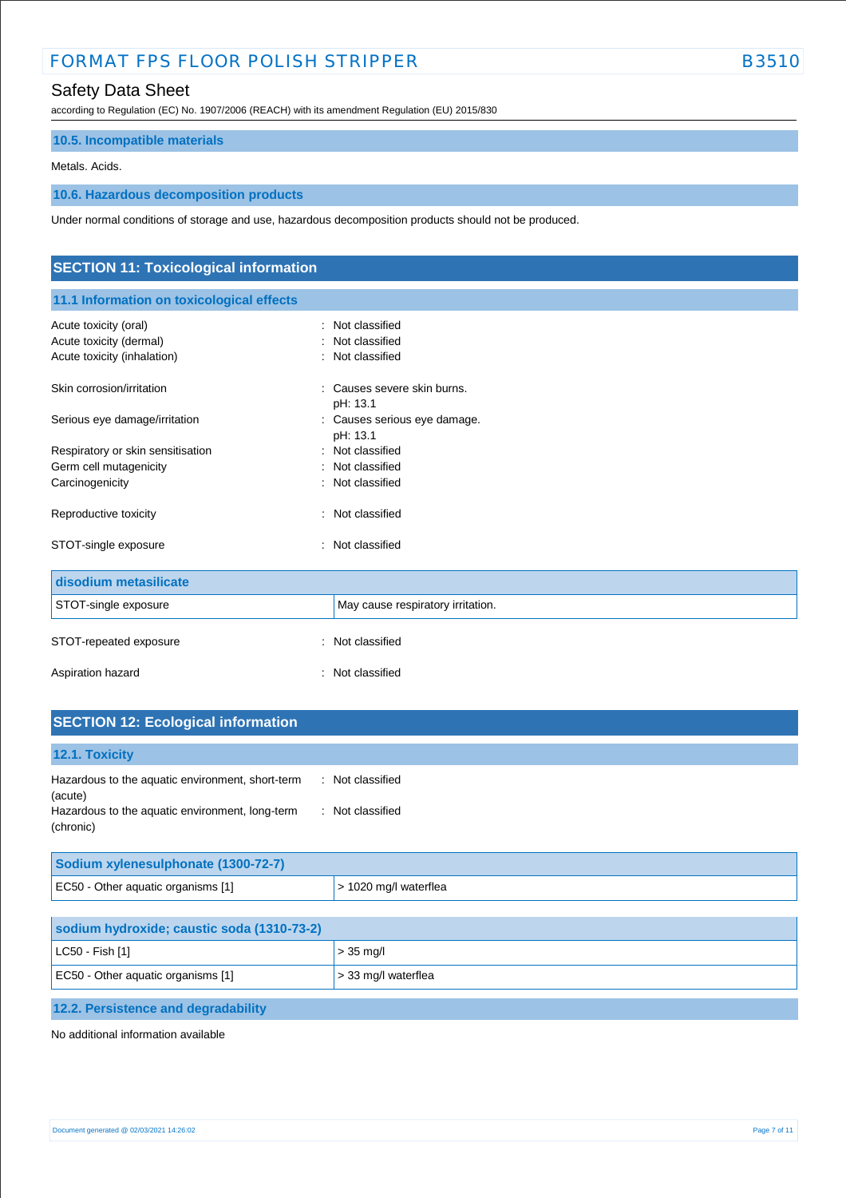### 10.5. Incompatible materials

Metals. Acids.

### 10.6. Hazardous decomposition products

Under normal conditions of storage and use, hazardous decomposition products should not be produced.

## SECTION 11: Toxicological information

### 11.1 Information on toxicological effects

Acute toxicity (oral) : Not classified
Acute toxicity (dermal) : Not classified
Acute toxicity (inhalation) : Not classified

Skin corrosion/irritation : Causes severe skin burns.
pH: 13.1

Serious eye damage/irritation : Causes serious eye damage.
pH: 13.1

Respiratory or skin sensitisation : Not classified
Germ cell mutagenicity : Not classified
Carcinogenicity : Not classified

Reproductive toxicity : Not classified

STOT-single exposure : Not classified

| disodium metasilicate | |
|---|---|
| STOT-single exposure | May cause respiratory irritation. |

STOT-repeated exposure : Not classified

Aspiration hazard : Not classified

## SECTION 12: Ecological information

### 12.1. Toxicity

Hazardous to the aquatic environment, short-term (acute) : Not classified
Hazardous to the aquatic environment, long-term (chronic) : Not classified

| Sodium xylenesulphonate (1300-72-7) | |
|---|---|
| EC50 - Other aquatic organisms [1] | > 1020 mg/l waterflea |

| sodium hydroxide; caustic soda (1310-73-2) | |
|---|---|
| LC50 - Fish [1] | > 35 mg/l |
| EC50 - Other aquatic organisms [1] | > 33 mg/l waterflea |

### 12.2. Persistence and degradability

No additional information available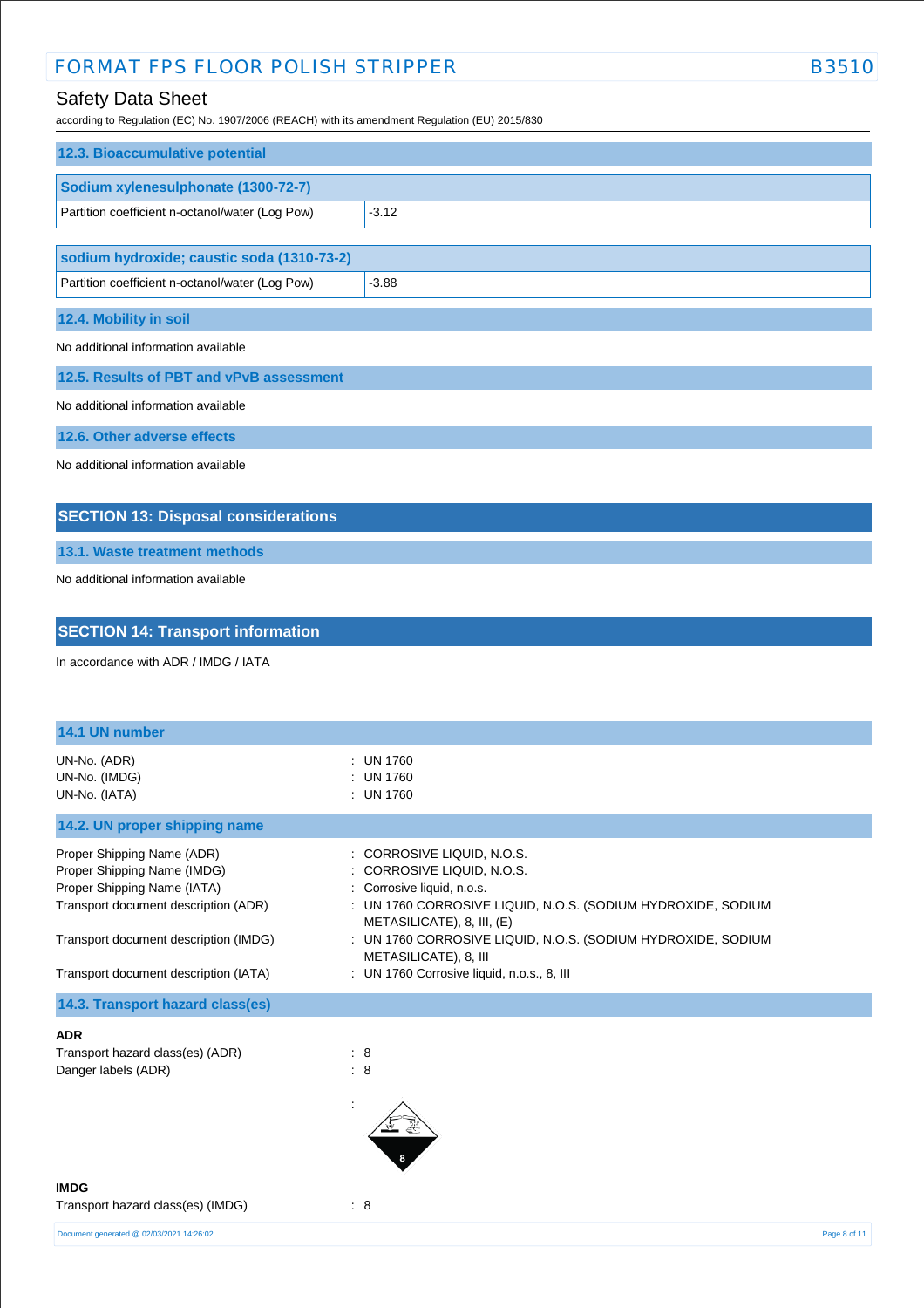### 12.3. Bioaccumulative potential

| Sodium xylenesulphonate (1300-72-7) | |
|---|---|
| Partition coefficient n-octanol/water (Log Pow) | -3.12 |

| sodium hydroxide; caustic soda (1310-73-2) | |
|---|---|
| Partition coefficient n-octanol/water (Log Pow) | -3.88 |

### 12.4. Mobility in soil

No additional information available

### 12.5. Results of PBT and vPvB assessment

No additional information available

### 12.6. Other adverse effects

No additional information available

## SECTION 13: Disposal considerations

### 13.1. Waste treatment methods

No additional information available

## SECTION 14: Transport information

In accordance with ADR / IMDG / IATA

### 14.1 UN number

UN-No. (ADR) : UN 1760
UN-No. (IMDG) : UN 1760
UN-No. (IATA) : UN 1760

### 14.2. UN proper shipping name

Proper Shipping Name (ADR) : CORROSIVE LIQUID, N.O.S.
Proper Shipping Name (IMDG) : CORROSIVE LIQUID, N.O.S.
Proper Shipping Name (IATA) : Corrosive liquid, n.o.s.
Transport document description (ADR) : UN 1760 CORROSIVE LIQUID, N.O.S. (SODIUM HYDROXIDE, SODIUM METASILICATE), 8, III, (E)
Transport document description (IMDG) : UN 1760 CORROSIVE LIQUID, N.O.S. (SODIUM HYDROXIDE, SODIUM METASILICATE), 8, III
Transport document description (IATA) : UN 1760 Corrosive liquid, n.o.s., 8, III

### 14.3. Transport hazard class(es)

**ADR**

Transport hazard class(es) (ADR) : 8
Danger labels (ADR) : 8

:

**IMDG**

Transport hazard class(es) (IMDG) : 8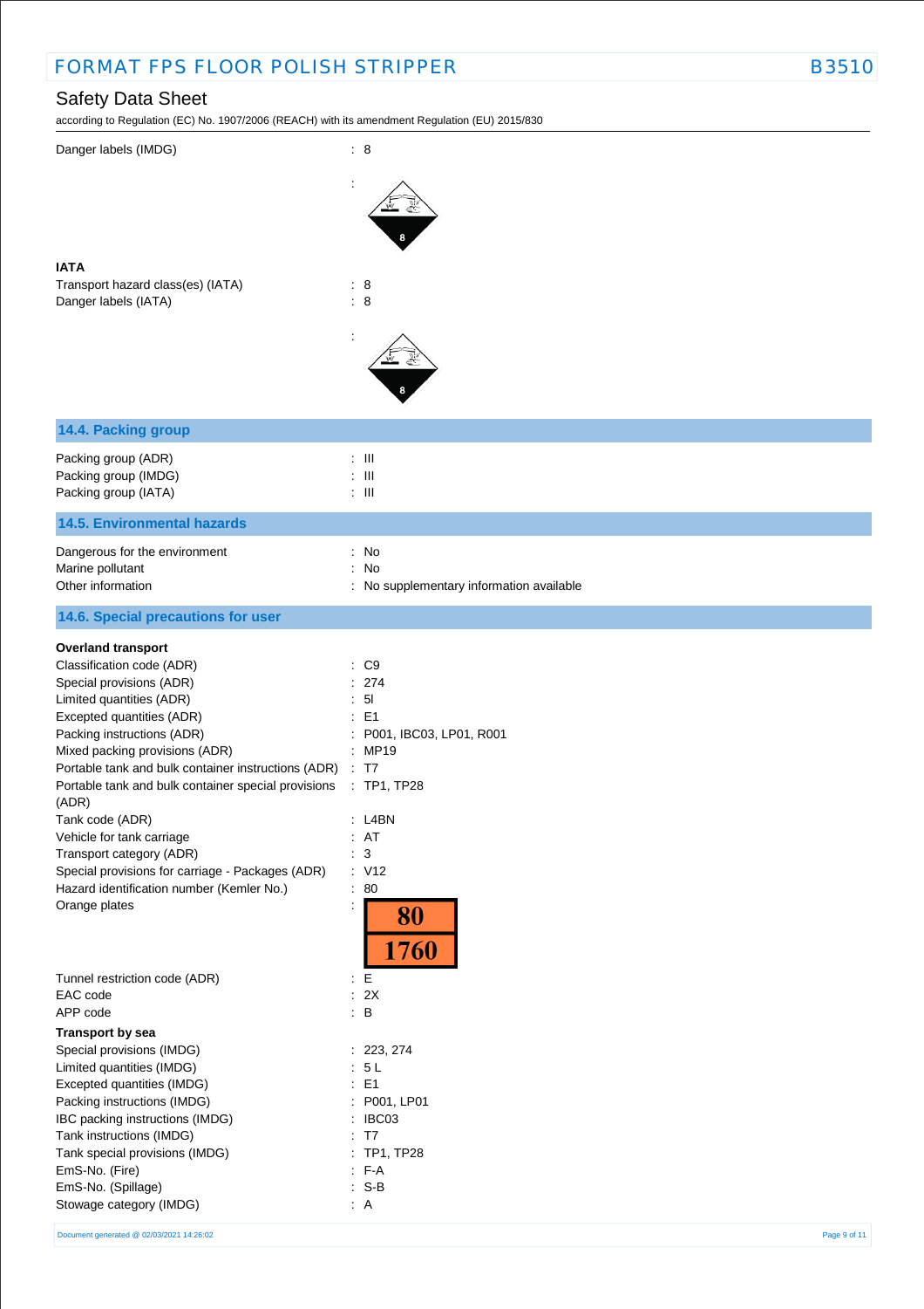Danger labels (IMDG) : 8

IATA

Transport hazard class(es) (IATA) : 8

Danger labels (IATA) : 8

## 14.4. Packing group

Packing group (ADR) : III

Packing group (IMDG) : III

Packing group (IATA) : III

## 14.5. Environmental hazards

Dangerous for the environment : No

Marine pollutant : No

Other information : No supplementary information available

## 14.6. Special precautions for user

**Overland transport**

Classification code (ADR) : C9

Special provisions (ADR) : 274

Limited quantities (ADR) : 5l

Excepted quantities (ADR) : E1

Packing instructions (ADR) : P001, IBC03, LP01, R001

Mixed packing provisions (ADR) : MP19

Portable tank and bulk container instructions (ADR) : T7

Portable tank and bulk container special provisions (ADR) : TP1, TP28

Tank code (ADR) : L4BN

Vehicle for tank carriage : AT

Transport category (ADR) : 3

Special provisions for carriage - Packages (ADR) : V12

Hazard identification number (Kemler No.) : 80

Orange plates : 80 / 1760

Tunnel restriction code (ADR) : E

EAC code : 2X

APP code : B

**Transport by sea**

Special provisions (IMDG) : 223, 274

Limited quantities (IMDG) : 5 L

Excepted quantities (IMDG) : E1

Packing instructions (IMDG) : P001, LP01

IBC packing instructions (IMDG) : IBC03

Tank instructions (IMDG) : T7

Tank special provisions (IMDG) : TP1, TP28

EmS-No. (Fire) : F-A

EmS-No. (Spillage) : S-B

Stowage category (IMDG) : A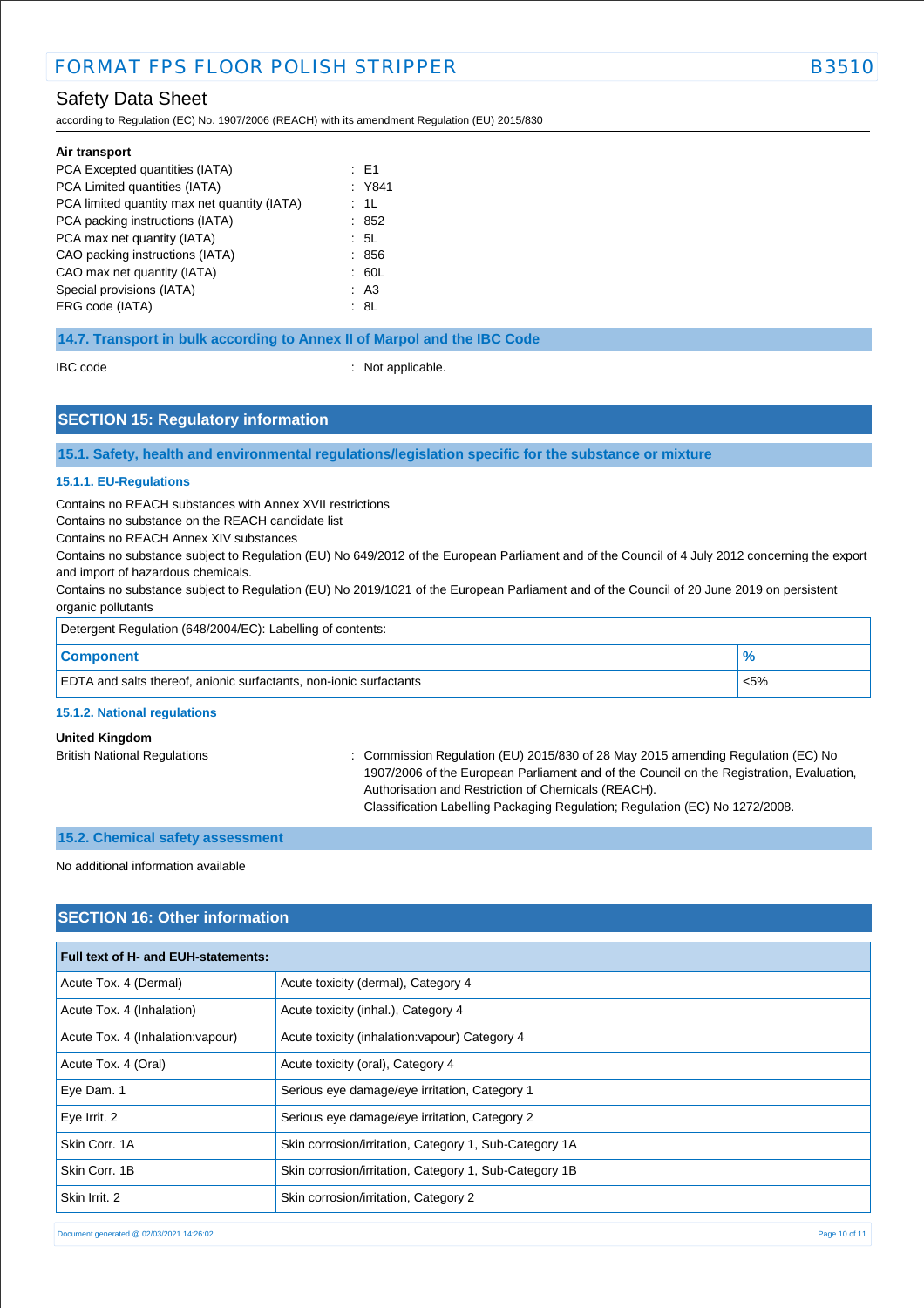**Air transport**

| | |
|---|---|
| PCA Excepted quantities (IATA) | : E1 |
| PCA Limited quantities (IATA) | : Y841 |
| PCA limited quantity max net quantity (IATA) | : 1L |
| PCA packing instructions (IATA) | : 852 |
| PCA max net quantity (IATA) | : 5L |
| CAO packing instructions (IATA) | : 856 |
| CAO max net quantity (IATA) | : 60L |
| Special provisions (IATA) | : A3 |
| ERG code (IATA) | : 8L |

### 14.7. Transport in bulk according to Annex II of Marpol and the IBC Code

IBC code : Not applicable.

## SECTION 15: Regulatory information

### 15.1. Safety, health and environmental regulations/legislation specific for the substance or mixture

#### 15.1.1. EU-Regulations

Contains no REACH substances with Annex XVII restrictions
Contains no substance on the REACH candidate list
Contains no REACH Annex XIV substances
Contains no substance subject to Regulation (EU) No 649/2012 of the European Parliament and of the Council of 4 July 2012 concerning the export and import of hazardous chemicals.
Contains no substance subject to Regulation (EU) No 2019/1021 of the European Parliament and of the Council of 20 June 2019 on persistent organic pollutants

| Detergent Regulation (648/2004/EC): Labelling of contents: | |
|---|---|
| **Component** | **%** |
| EDTA and salts thereof, anionic surfactants, non-ionic surfactants | <5% |

#### 15.1.2. National regulations

**United Kingdom**

British National Regulations : Commission Regulation (EU) 2015/830 of 28 May 2015 amending Regulation (EC) No 1907/2006 of the European Parliament and of the Council on the Registration, Evaluation, Authorisation and Restriction of Chemicals (REACH).
Classification Labelling Packaging Regulation; Regulation (EC) No 1272/2008.

### 15.2. Chemical safety assessment

No additional information available

## SECTION 16: Other information

| Full text of H- and EUH-statements: | |
|---|---|
| Acute Tox. 4 (Dermal) | Acute toxicity (dermal), Category 4 |
| Acute Tox. 4 (Inhalation) | Acute toxicity (inhal.), Category 4 |
| Acute Tox. 4 (Inhalation:vapour) | Acute toxicity (inhalation:vapour) Category 4 |
| Acute Tox. 4 (Oral) | Acute toxicity (oral), Category 4 |
| Eye Dam. 1 | Serious eye damage/eye irritation, Category 1 |
| Eye Irrit. 2 | Serious eye damage/eye irritation, Category 2 |
| Skin Corr. 1A | Skin corrosion/irritation, Category 1, Sub-Category 1A |
| Skin Corr. 1B | Skin corrosion/irritation, Category 1, Sub-Category 1B |
| Skin Irrit. 2 | Skin corrosion/irritation, Category 2 |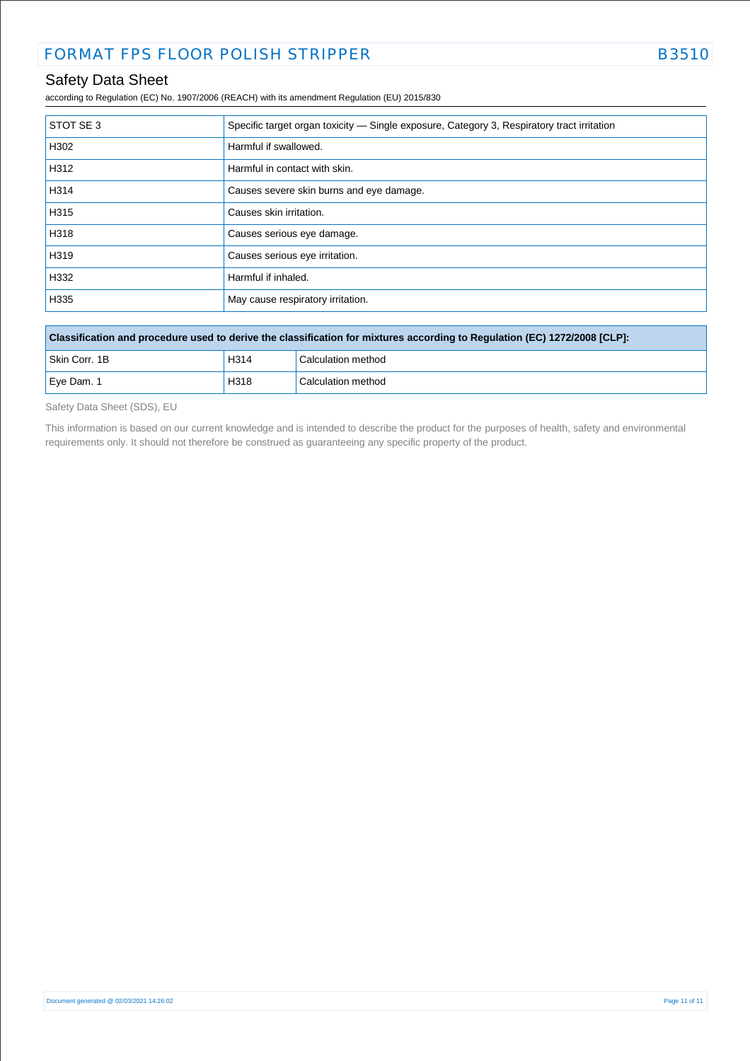| | |
|---|---|
| STOT SE 3 | Specific target organ toxicity — Single exposure, Category 3, Respiratory tract irritation |
| H302 | Harmful if swallowed. |
| H312 | Harmful in contact with skin. |
| H314 | Causes severe skin burns and eye damage. |
| H315 | Causes skin irritation. |
| H318 | Causes serious eye damage. |
| H319 | Causes serious eye irritation. |
| H332 | Harmful if inhaled. |
| H335 | May cause respiratory irritation. |

| **Classification and procedure used to derive the classification for mixtures according to Regulation (EC) 1272/2008 [CLP]:** | | |
|---|---|---|
| Skin Corr. 1B | H314 | Calculation method |
| Eye Dam. 1 | H318 | Calculation method |

Safety Data Sheet (SDS), EU

This information is based on our current knowledge and is intended to describe the product for the purposes of health, safety and environmental requirements only. It should not therefore be construed as guaranteeing any specific property of the product.